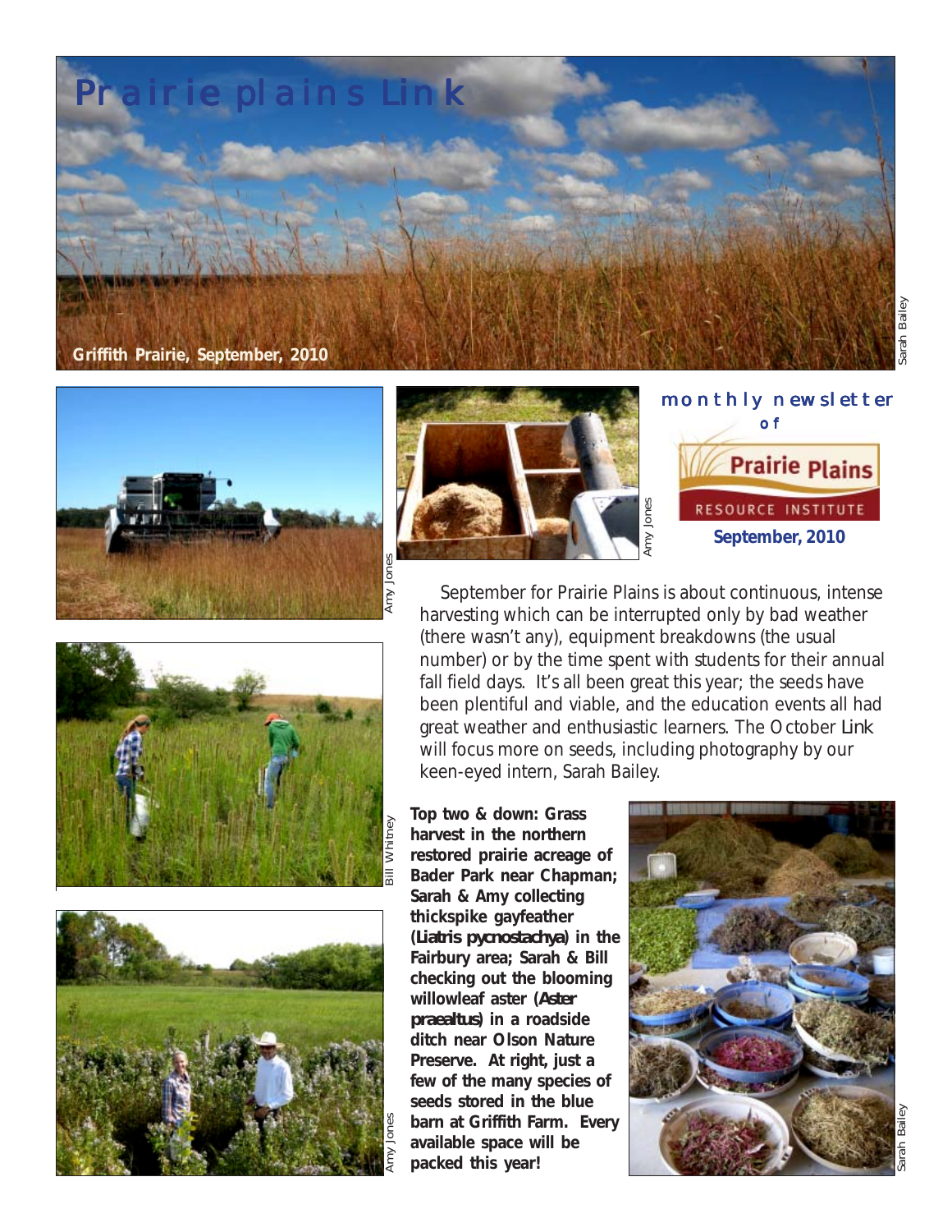# Prairie plains Link

Griffith Prairie, September, 2010

Sarah Bailey

Amy Jones

Amy Jones

monthly newsletter of

Prairie Plains Resource Institute

**September, 2010**

September for Prairie Plains is about continuous, intense harvesting which can be interrupted only by bad weather (there wasn't any), equipment breakdowns (the usual number) or by the time spent with students for their annual fall field days. It's all been great this year; the seeds have been plentiful and viable, and the education events all had great weather and enthusiastic learners. The October *Link* will focus more on seeds, including photography by our keen-eyed intern, Sarah Bailey.

Bill Whitney

Amy Jones

**Top two & down: Grass harvest in the northern restored prairie acreage of Bader Park near Chapman; Sarah & Amy collecting thickspike gayfeather (*Liatris pycnostachya*) in the Fairbury area; Sarah & Bill checking out the blooming willowleaf aster (*Aster praealtus*) in a roadside ditch near Olson Nature Preserve. At right, just a few of the many species of seeds stored in the blue barn at Griffith Farm. Every available space will be packed this year!**

Sarah Bailey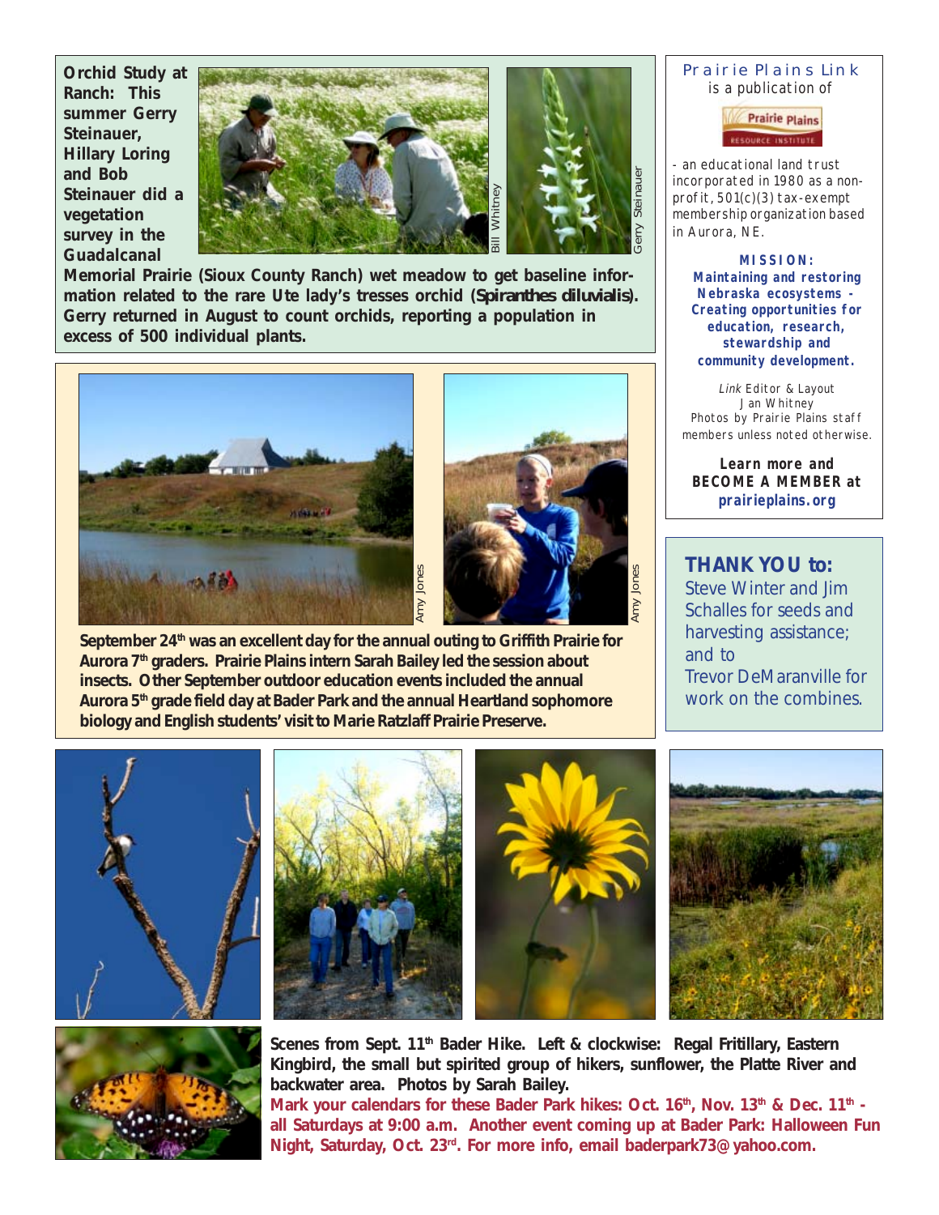**Orchid Study at Ranch: This summer Gerry Steinauer, Hillary Loring and Bob Steinauer did a vegetation survey in the Guadalcanal Memorial Prairie (Sioux County Ranch) wet meadow to get baseline information related to the rare Ute lady's tresses orchid (*Spiranthes diluvialis*). Gerry returned in August to count orchids, reporting a population in excess of 500 individual plants.**

Bill Whitney

Gerry Steinauer

Amy Jones

Amy Jones

**September 24th was an excellent day for the annual outing to Griffith Prairie for Aurora 7th graders. Prairie Plains intern Sarah Bailey led the session about insects. Other September outdoor education events included the annual Aurora 5th grade field day at Bader Park and the annual Heartland sophomore biology and English students' visit to Marie Ratzlaff Prairie Preserve.**

Prairie Plains Link is a publication of

Prairie Plains RESOURCE INSTITUTE

- an educational land trust incorporated in 1980 as a non-profit, 501(c)(3) tax-exempt membership organization based in Aurora, NE.

**MISSION:**
**Maintaining and restoring Nebraska ecosystems - Creating opportunities for education, research, stewardship and community development.**

*Link* Editor & Layout
Jan Whitney
Photos by Prairie Plains staff members unless noted otherwise.

**Learn more and BECOME A MEMBER at prairieplains.org**

## THANK YOU to:

Steve Winter and Jim Schalles for seeds and harvesting assistance; and to Trevor DeMaranville for work on the combines.

**Scenes from Sept. 11th Bader Hike. Left & clockwise: Regal Fritillary, Eastern Kingbird, the small but spirited group of hikers, sunflower, the Platte River and backwater area. Photos by Sarah Bailey.**

**Mark your calendars for these Bader Park hikes: Oct. 16th, Nov. 13th & Dec. 11th - all Saturdays at 9:00 a.m. Another event coming up at Bader Park: Halloween Fun Night, Saturday, Oct. 23rd. For more info, email baderpark73@yahoo.com.**